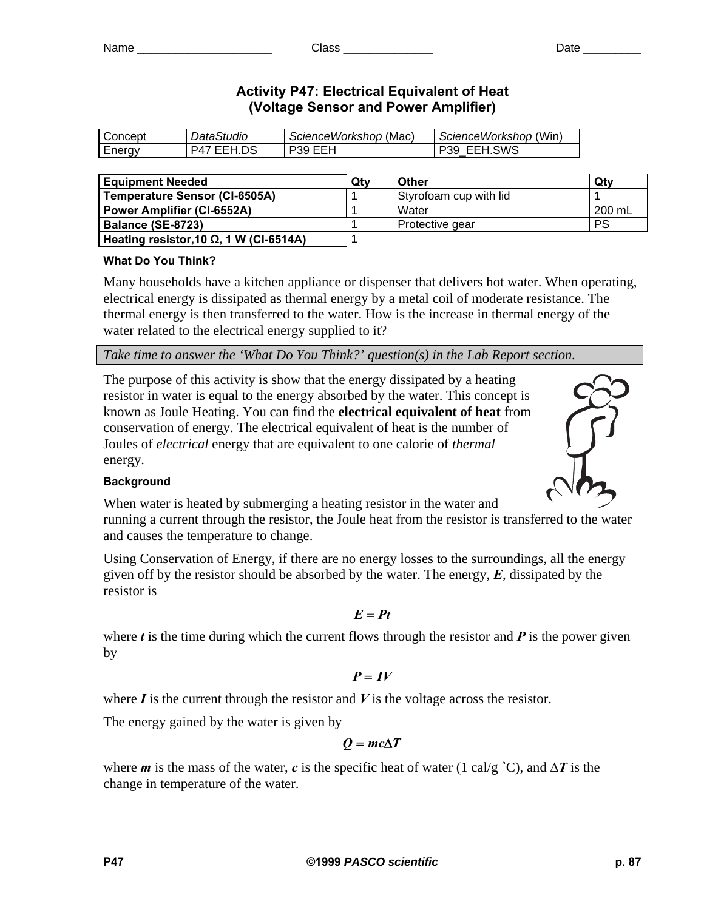Name ______________________ Class ______________ Date _________

# Activity P47: Electrical Equivalent of Heat (Voltage Sensor and Power Amplifier)

| Concept | *DataStudio* | *ScienceWorkshop* (Mac) | *ScienceWorkshop* (Win) |
|---|---|---|---|
| Energy | P47 EEH.DS | P39 EEH | P39_EEH.SWS |

| Equipment Needed | Qty | Other | Qty |
|---|---|---|---|
| **Temperature Sensor (CI-6505A)** | 1 | Styrofoam cup with lid | 1 |
| **Power Amplifier (CI-6552A)** | 1 | Water | 200 mL |
| **Balance (SE-8723)** | 1 | Protective gear | PS |
| **Heating resistor,10 Ω, 1 W (CI-6514A)** | 1 | | |

### What Do You Think?

Many households have a kitchen appliance or dispenser that delivers hot water. When operating, electrical energy is dissipated as thermal energy by a metal coil of moderate resistance. The thermal energy is then transferred to the water. How is the increase in thermal energy of the water related to the electrical energy supplied to it?

*Take time to answer the 'What Do You Think?' question(s) in the Lab Report section.*

The purpose of this activity is show that the energy dissipated by a heating resistor in water is equal to the energy absorbed by the water. This concept is known as Joule Heating. You can find the **electrical equivalent of heat** from conservation of energy. The electrical equivalent of heat is the number of Joules of *electrical* energy that are equivalent to one calorie of *thermal* energy.

### Background

When water is heated by submerging a heating resistor in the water and running a current through the resistor, the Joule heat from the resistor is transferred to the water and causes the temperature to change.

Using Conservation of Energy, if there are no energy losses to the surroundings, all the energy given off by the resistor should be absorbed by the water. The energy, $E$, dissipated by the resistor is

$$E = Pt$$

where $t$ is the time during which the current flows through the resistor and $P$ is the power given by

$$P = IV$$

where $I$ is the current through the resistor and $V$ is the voltage across the resistor.

The energy gained by the water is given by

$$Q = mc\Delta T$$

where $m$ is the mass of the water, $c$ is the specific heat of water (1 cal/g ˚C), and $\Delta T$ is the change in temperature of the water.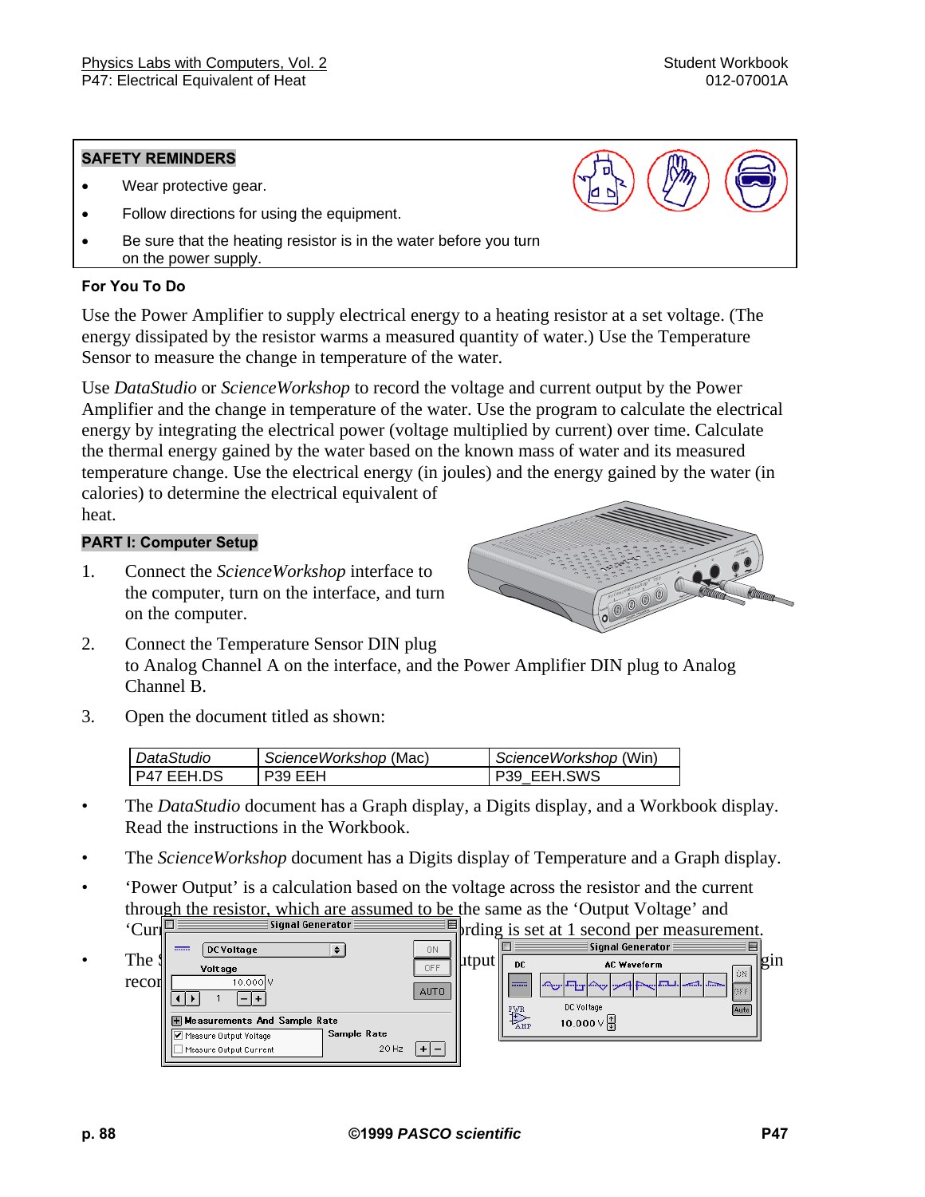## SAFETY REMINDERS

- Wear protective gear.
- Follow directions for using the equipment.
- Be sure that the heating resistor is in the water before you turn on the power supply.

### For You To Do

Use the Power Amplifier to supply electrical energy to a heating resistor at a set voltage. (The energy dissipated by the resistor warms a measured quantity of water.) Use the Temperature Sensor to measure the change in temperature of the water.

Use *DataStudio* or *ScienceWorkshop* to record the voltage and current output by the Power Amplifier and the change in temperature of the water. Use the program to calculate the electrical energy by integrating the electrical power (voltage multiplied by current) over time. Calculate the thermal energy gained by the water based on the known mass of water and its measured temperature change. Use the electrical energy (in joules) and the energy gained by the water (in calories) to determine the electrical equivalent of heat.

### PART I: Computer Setup

1. Connect the *ScienceWorkshop* interface to the computer, turn on the interface, and turn on the computer.
2. Connect the Temperature Sensor DIN plug to Analog Channel A on the interface, and the Power Amplifier DIN plug to Analog Channel B.
3. Open the document titled as shown:

| *DataStudio* | *ScienceWorkshop* (Mac) | *ScienceWorkshop* (Win) |
|---|---|---|
| P47 EEH.DS | P39 EEH | P39_EEH.SWS |

- The *DataStudio* document has a Graph display, a Digits display, and a Workbook display. Read the instructions in the Workbook.
- The *ScienceWorkshop* document has a Digits display of Temperature and a Graph display.
- 'Power Output' is a calculation based on the voltage across the resistor and the current through the resistor, which are assumed to be the same as the 'Output Voltage' and 'Curr... ...rding is set at 1 second per measurement.
- The ... ...tput ... ...gin recor...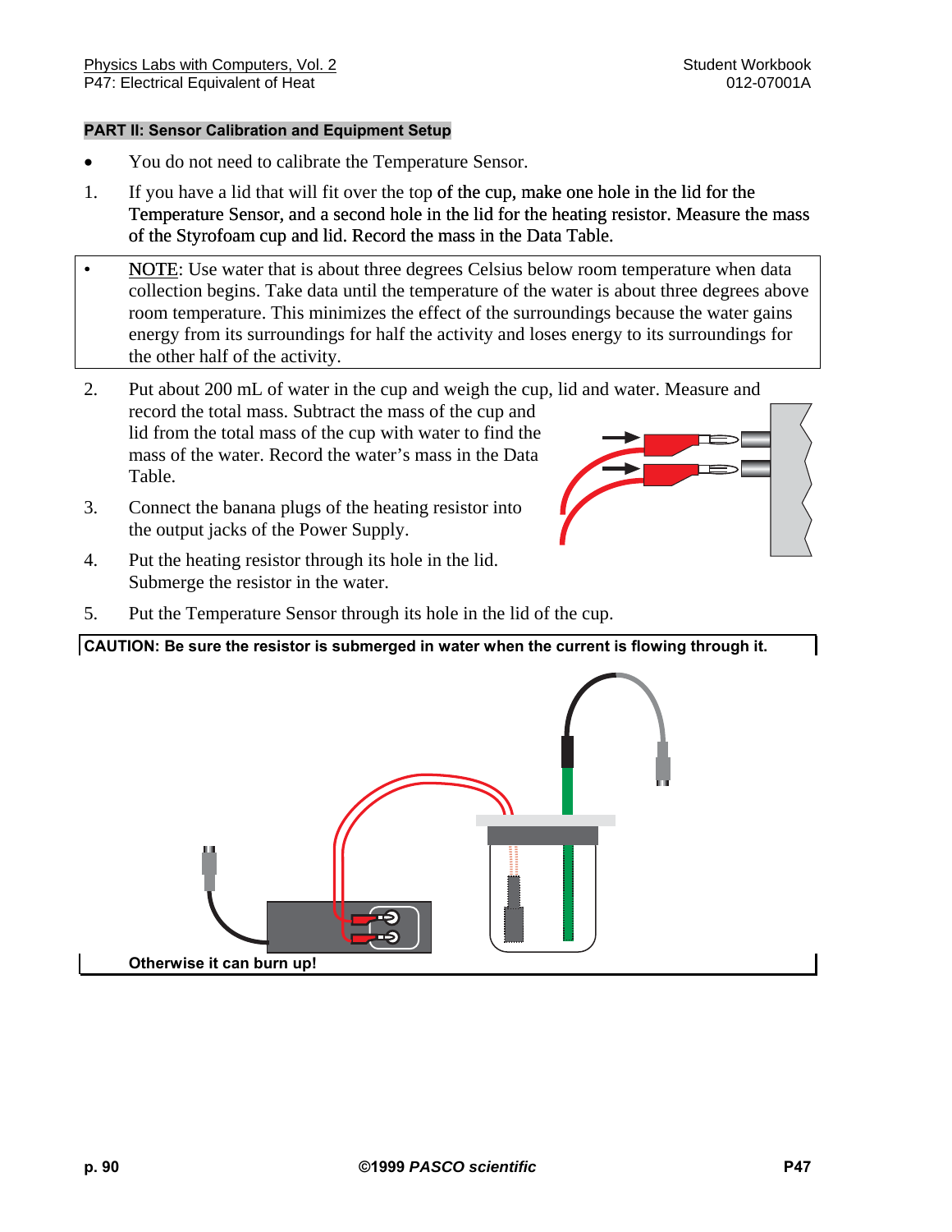## PART II: Sensor Calibration and Equipment Setup

- You do not need to calibrate the Temperature Sensor.

1. If you have a lid that will fit over the top of the cup, make one hole in the lid for the Temperature Sensor, and a second hole in the lid for the heating resistor. Measure the mass of the Styrofoam cup and lid. Record the mass in the Data Table.

- NOTE: Use water that is about three degrees Celsius below room temperature when data collection begins. Take data until the temperature of the water is about three degrees above room temperature. This minimizes the effect of the surroundings because the water gains energy from its surroundings for half the activity and loses energy to its surroundings for the other half of the activity.

2. Put about 200 mL of water in the cup and weigh the cup, lid and water. Measure and record the total mass. Subtract the mass of the cup and lid from the total mass of the cup with water to find the mass of the water. Record the water's mass in the Data Table.

3. Connect the banana plugs of the heating resistor into the output jacks of the Power Supply.

4. Put the heating resistor through its hole in the lid. Submerge the resistor in the water.

5. Put the Temperature Sensor through its hole in the lid of the cup.

**CAUTION: Be sure the resistor is submerged in water when the current is flowing through it. Otherwise it can burn up!**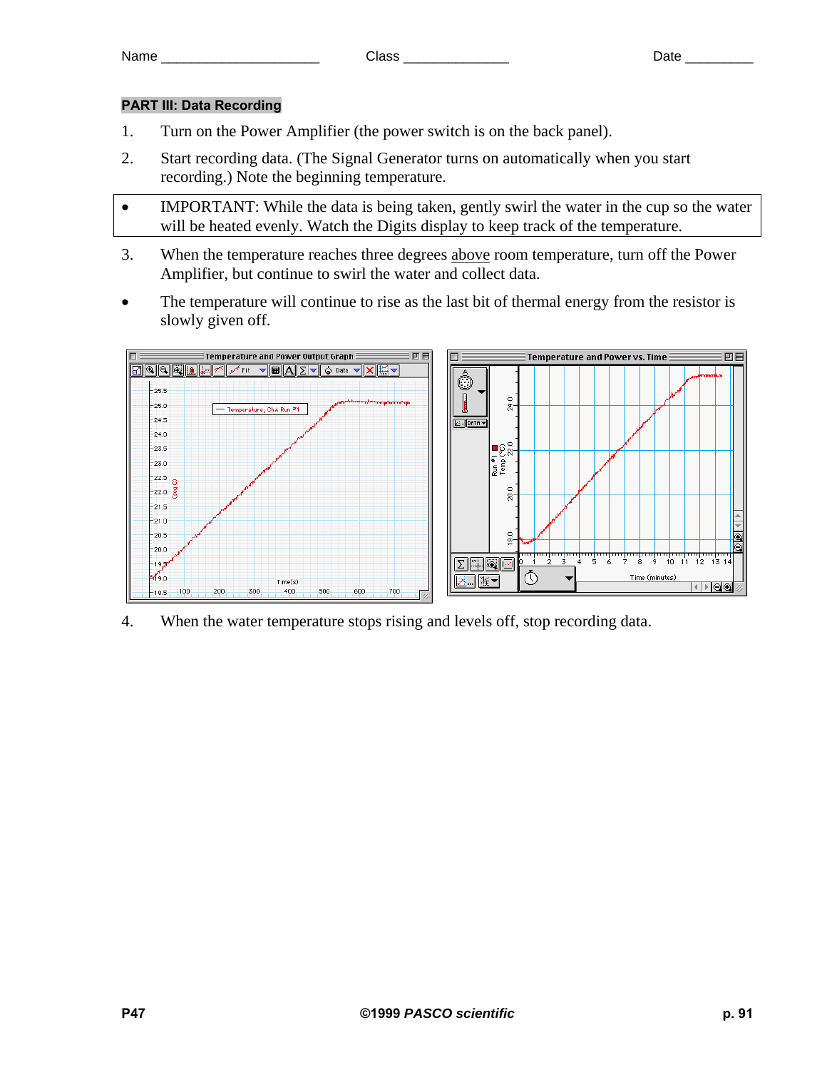Name _____________________ Class ______________ Date _________

## PART III: Data Recording

1. Turn on the Power Amplifier (the power switch is on the back panel).
2. Start recording data. (The Signal Generator turns on automatically when you start recording.) Note the beginning temperature.

- IMPORTANT: While the data is being taken, gently swirl the water in the cup so the water will be heated evenly. Watch the Digits display to keep track of the temperature.

3. When the temperature reaches three degrees above room temperature, turn off the Power Amplifier, but continue to swirl the water and collect data.

- The temperature will continue to rise as the last bit of thermal energy from the resistor is slowly given off.

4. When the water temperature stops rising and levels off, stop recording data.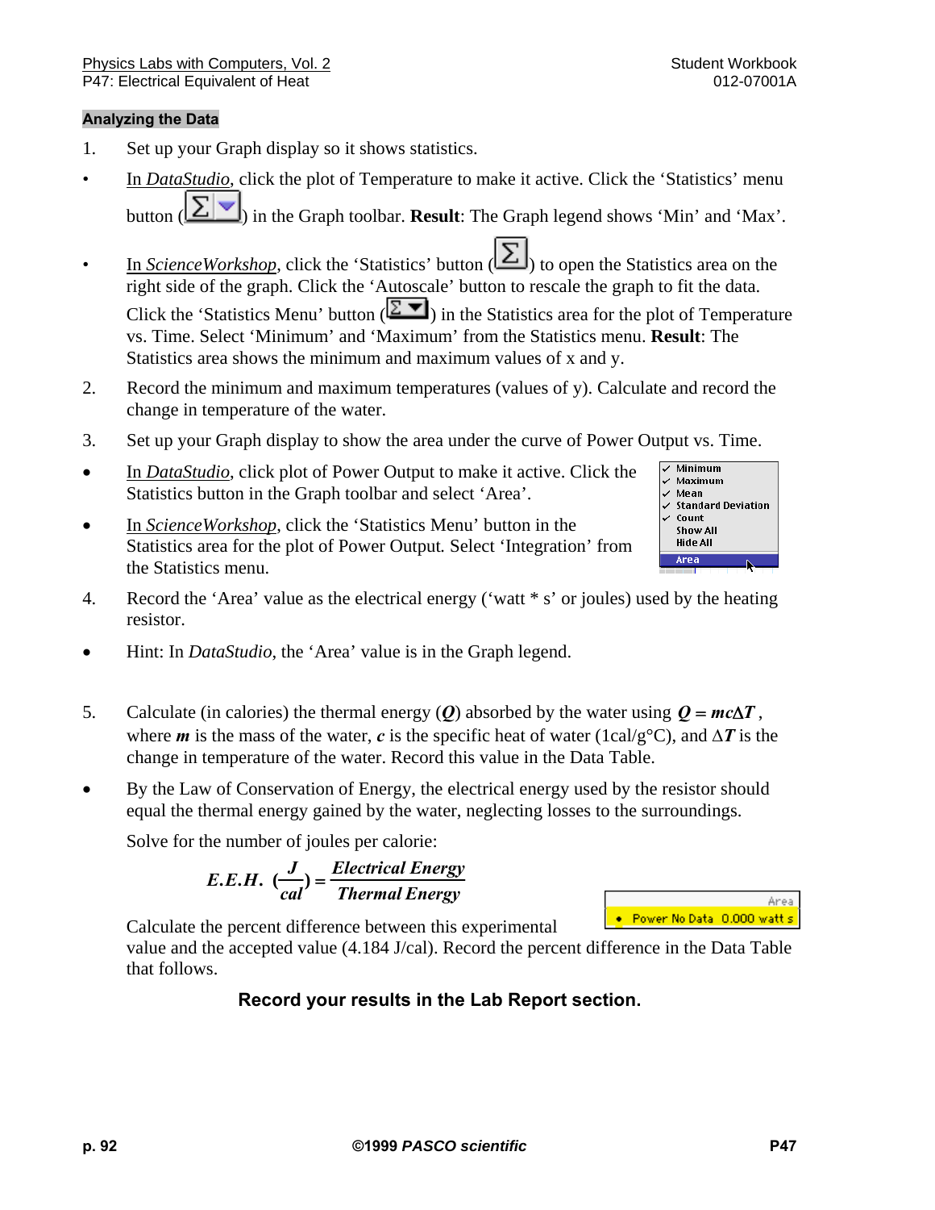## Analyzing the Data

1. Set up your Graph display so it shows statistics.

- In *DataStudio*, click the plot of Temperature to make it active. Click the 'Statistics' menu button (Σ▾) in the Graph toolbar. **Result**: The Graph legend shows 'Min' and 'Max'.
- In *ScienceWorkshop*, click the 'Statistics' button (Σ) to open the Statistics area on the right side of the graph. Click the 'Autoscale' button to rescale the graph to fit the data. Click the 'Statistics Menu' button (Σ▾) in the Statistics area for the plot of Temperature vs. Time. Select 'Minimum' and 'Maximum' from the Statistics menu. **Result**: The Statistics area shows the minimum and maximum values of x and y.

2. Record the minimum and maximum temperatures (values of y). Calculate and record the change in temperature of the water.

3. Set up your Graph display to show the area under the curve of Power Output vs. Time.

- In *DataStudio*, click plot of Power Output to make it active. Click the Statistics button in the Graph toolbar and select 'Area'.
- In *ScienceWorkshop*, click the 'Statistics Menu' button in the Statistics area for the plot of Power Output. Select 'Integration' from the Statistics menu.

4. Record the 'Area' value as the electrical energy ('watt * s' or joules) used by the heating resistor.

- Hint: In *DataStudio*, the 'Area' value is in the Graph legend.

5. Calculate (in calories) the thermal energy ($Q$) absorbed by the water using $Q = mc\Delta T$, where $m$ is the mass of the water, $c$ is the specific heat of water (1cal/g°C), and $\Delta T$ is the change in temperature of the water. Record this value in the Data Table.

- By the Law of Conservation of Energy, the electrical energy used by the resistor should equal the thermal energy gained by the water, neglecting losses to the surroundings.

  Solve for the number of joules per calorie:

$$E.E.H.\ \left(\frac{J}{cal}\right) = \frac{Electrical\ Energy}{Thermal\ Energy}$$

  Calculate the percent difference between this experimental value and the accepted value (4.184 J/cal). Record the percent difference in the Data Table that follows.

**Record your results in the Lab Report section.**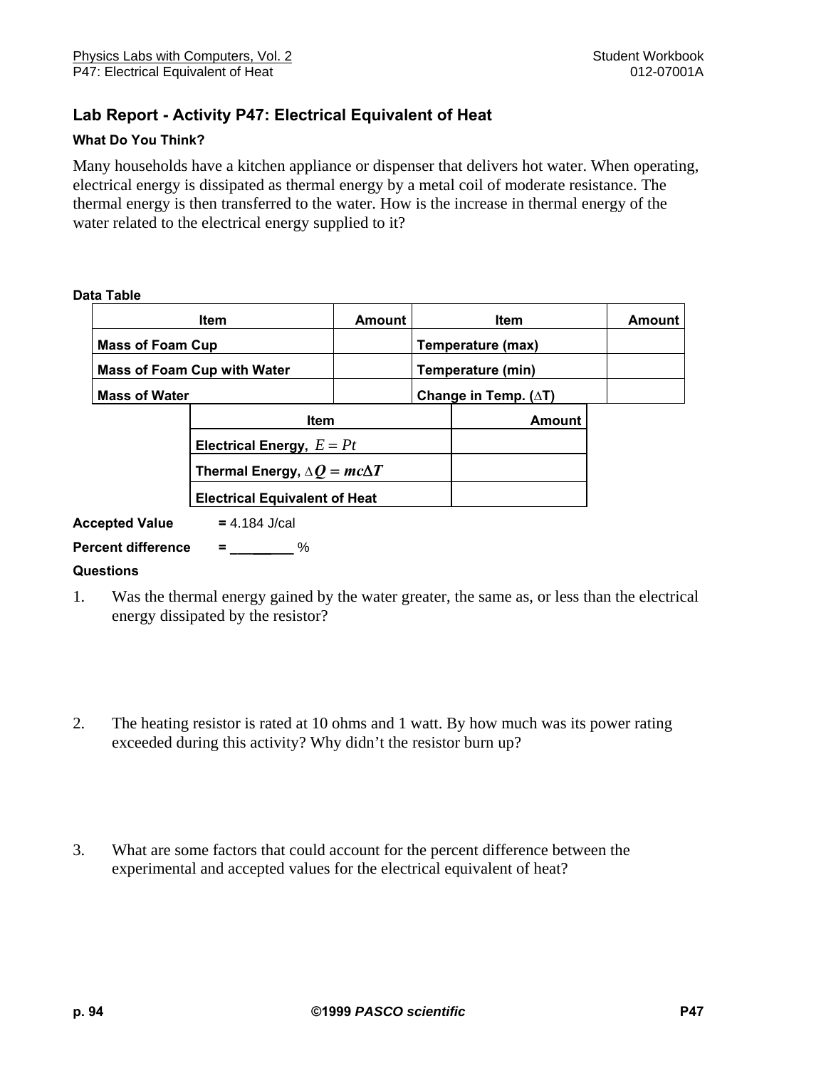## Lab Report - Activity P47: Electrical Equivalent of Heat

**What Do You Think?**

Many households have a kitchen appliance or dispenser that delivers hot water. When operating, electrical energy is dissipated as thermal energy by a metal coil of moderate resistance. The thermal energy is then transferred to the water. How is the increase in thermal energy of the water related to the electrical energy supplied to it?

**Data Table**

| Item | Amount | Item | Amount |
|---|---|---|---|
| **Mass of Foam Cup** | | **Temperature (max)** | |
| **Mass of Foam Cup with Water** | | **Temperature (min)** | |
| **Mass of Water** | | **Change in Temp. ($\Delta$T)** | |

| Item | Amount |
|---|---|
| **Electrical Energy,** $E = Pt$ | |
| **Thermal Energy,** $\Delta Q = mc\Delta T$ | |
| **Electrical Equivalent of Heat** | |

**Accepted Value** **=** 4.184 J/cal

**Percent difference** **=** ________ %

**Questions**

1. Was the thermal energy gained by the water greater, the same as, or less than the electrical energy dissipated by the resistor?

2. The heating resistor is rated at 10 ohms and 1 watt. By how much was its power rating exceeded during this activity? Why didn't the resistor burn up?

3. What are some factors that could account for the percent difference between the experimental and accepted values for the electrical equivalent of heat?